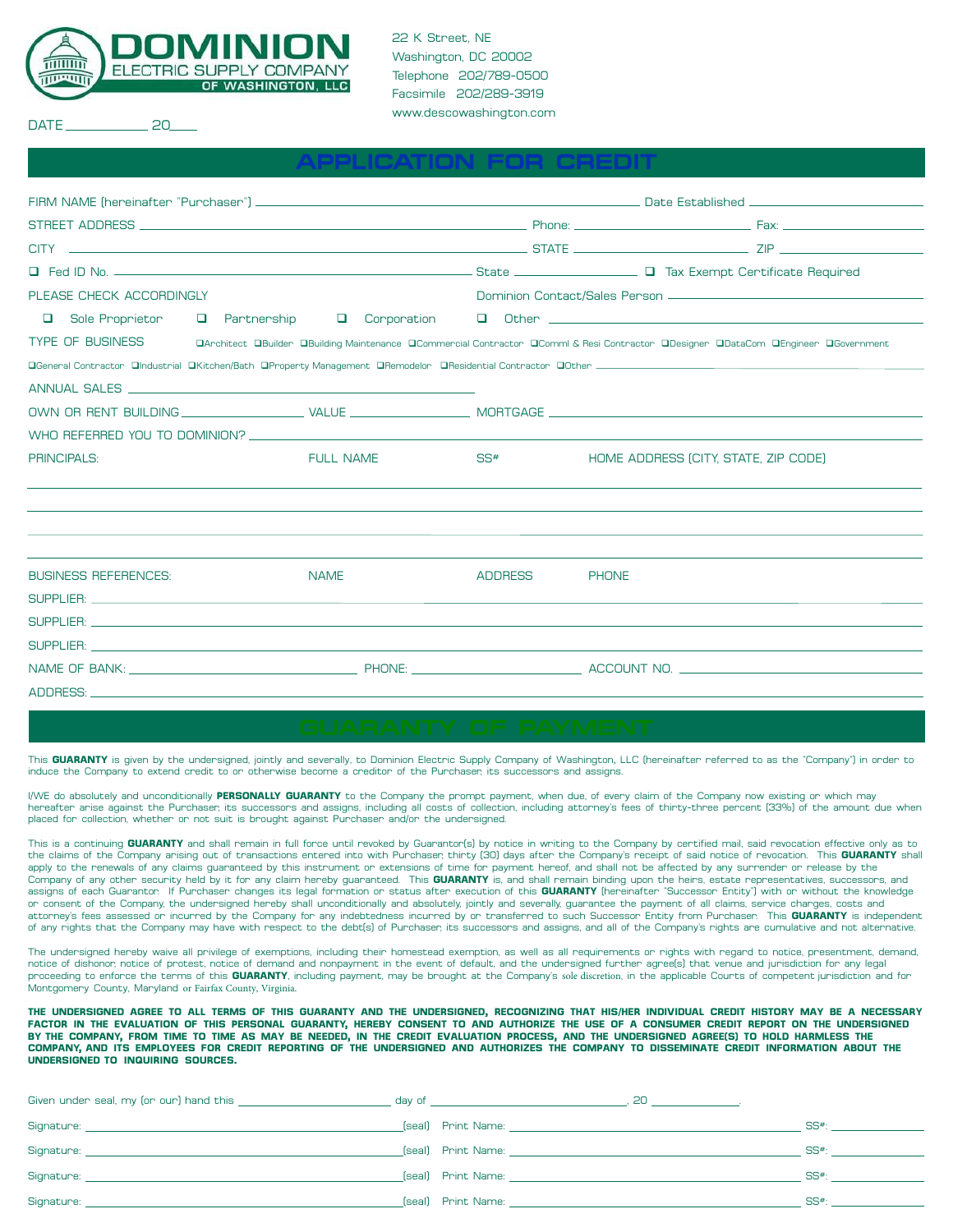# DOMINION ELECTRIC SUPPLY COMPANY OF WASHINGTON, LLC

22 K Street, NE
Washington, DC 20002
Telephone 202/789-0500
Facsimile 202/289-3919
www.descowashington.com

DATE ____________ 20____

## APPLICATION FOR CREDIT

FIRM NAME (hereinafter "Purchaser") ______________________ Date Established ______________

STREET ADDRESS ______________________ Phone: ______________ Fax: ______________

CITY ______________________ STATE ______________ ZIP ______________

❑ Fed ID No. ______________________ State ______________ ❑ Tax Exempt Certificate Required

PLEASE CHECK ACCORDINGLY — Dominion Contact/Sales Person ______________________

❑ Sole Proprietor ❑ Partnership ❑ Corporation ❑ Other ______________________

TYPE OF BUSINESS ❑Architect ❑Builder ❑Building Maintenance ❑Commercial Contractor ❑Comml & Resi Contractor ❑Designer ❑DataCom ❑Engineer ❑Government ❑General Contractor ❑Industrial ❑Kitchen/Bath ❑Property Management ❑Remodelor ❑Residential Contractor ❑Other ______________________

ANNUAL SALES ______________________

OWN OR RENT BUILDING ______________ VALUE ______________ MORTGAGE ______________

WHO REFERRED YOU TO DOMINION? ______________________

| PRINCIPALS: | FULL NAME | SS# | HOME ADDRESS (CITY, STATE, ZIP CODE) |
|---|---|---|---|
| | | | |
| | | | |
| | | | |

| BUSINESS REFERENCES: | NAME | ADDRESS | PHONE |
|---|---|---|---|
| SUPPLIER: | | | |
| SUPPLIER: | | | |
| SUPPLIER: | | | |

NAME OF BANK: ______________ PHONE: ______________ ACCOUNT NO. ______________

ADDRESS: ______________________

## GUARANTY OF PAYMENT

This **GUARANTY** is given by the undersigned, jointly and severally, to Dominion Electric Supply Company of Washington, LLC (hereinafter referred to as the "Company") in order to induce the Company to extend credit to or otherwise become a creditor of the Purchaser, its successors and assigns.

I/WE do absolutely and unconditionally **PERSONALLY GUARANTY** to the Company the prompt payment, when due, of every claim of the Company now existing or which may hereafter arise against the Purchaser, its successors and assigns, including all costs of collection, including attorney's fees of thirty-three percent (33%) of the amount due when placed for collection, whether or not suit is brought against Purchaser and/or the undersigned.

This is a continuing **GUARANTY** and shall remain in full force until revoked by Guarantor(s) by notice in writing to the Company by certified mail, said revocation effective only as to the claims of the Company arising out of transactions entered into with Purchaser, thirty (30) days after the Company's receipt of said notice of revocation. This **GUARANTY** shall apply to the renewals of any claims guaranteed by this instrument or extensions of time for payment hereof, and shall not be affected by any surrender or release by the Company of any other security held by it for any claim hereby guaranteed. This **GUARANTY** is, and shall remain binding upon the heirs, estate representatives, successors, and assigns of each Guarantor. If Purchaser changes its legal formation or status after execution of this **GUARANTY** (hereinafter "Successor Entity") with or without the knowledge or consent of the Company, the undersigned hereby shall unconditionally and absolutely, jointly and severally, guarantee the payment of all claims, service charges, costs and attorney's fees assessed or incurred by the Company for any indebtedness incurred by or transferred to such Successor Entity from Purchaser. This **GUARANTY** is independent of any rights that the Company may have with respect to the debt(s) of Purchaser, its successors and assigns, and all of the Company's rights are cumulative and not alternative.

The undersigned hereby waive all privilege of exemptions, including their homestead exemption, as well as all requirements or rights with regard to notice, presentment, demand, notice of dishonor, notice of protest, notice of demand and nonpayment in the event of default, and the undersigned further agree(s) that venue and jurisdiction for any legal proceeding to enforce the terms of this **GUARANTY**, including payment, may be brought at the Company's sole discretion, in the applicable Courts of competent jurisdiction and for Montgomery County, Maryland or Fairfax County, Virginia.

**THE UNDERSIGNED AGREE TO ALL TERMS OF THIS GUARANTY AND THE UNDERSIGNED, RECOGNIZING THAT HIS/HER INDIVIDUAL CREDIT HISTORY MAY BE A NECESSARY FACTOR IN THE EVALUATION OF THIS PERSONAL GUARANTY, HEREBY CONSENT TO AND AUTHORIZE THE USE OF A CONSUMER CREDIT REPORT ON THE UNDERSIGNED BY THE COMPANY, FROM TIME TO TIME AS MAY BE NEEDED, IN THE CREDIT EVALUATION PROCESS, AND THE UNDERSIGNED AGREE(S) TO HOLD HARMLESS THE COMPANY, AND ITS EMPLOYEES FOR CREDIT REPORTING OF THE UNDERSIGNED AND AUTHORIZES THE COMPANY TO DISSEMINATE CREDIT INFORMATION ABOUT THE UNDERSIGNED TO INQUIRING SOURCES.**

Given under seal, my (or our) hand this ______________ day of ______________, 20 ______.

Signature: ______________________ (seal) Print Name: ______________________ SS#: ______________

Signature: ______________________ (seal) Print Name: ______________________ SS#: ______________

Signature: ______________________ (seal) Print Name: ______________________ SS#: ______________

Signature: ______________________ (seal) Print Name: ______________________ SS#: ______________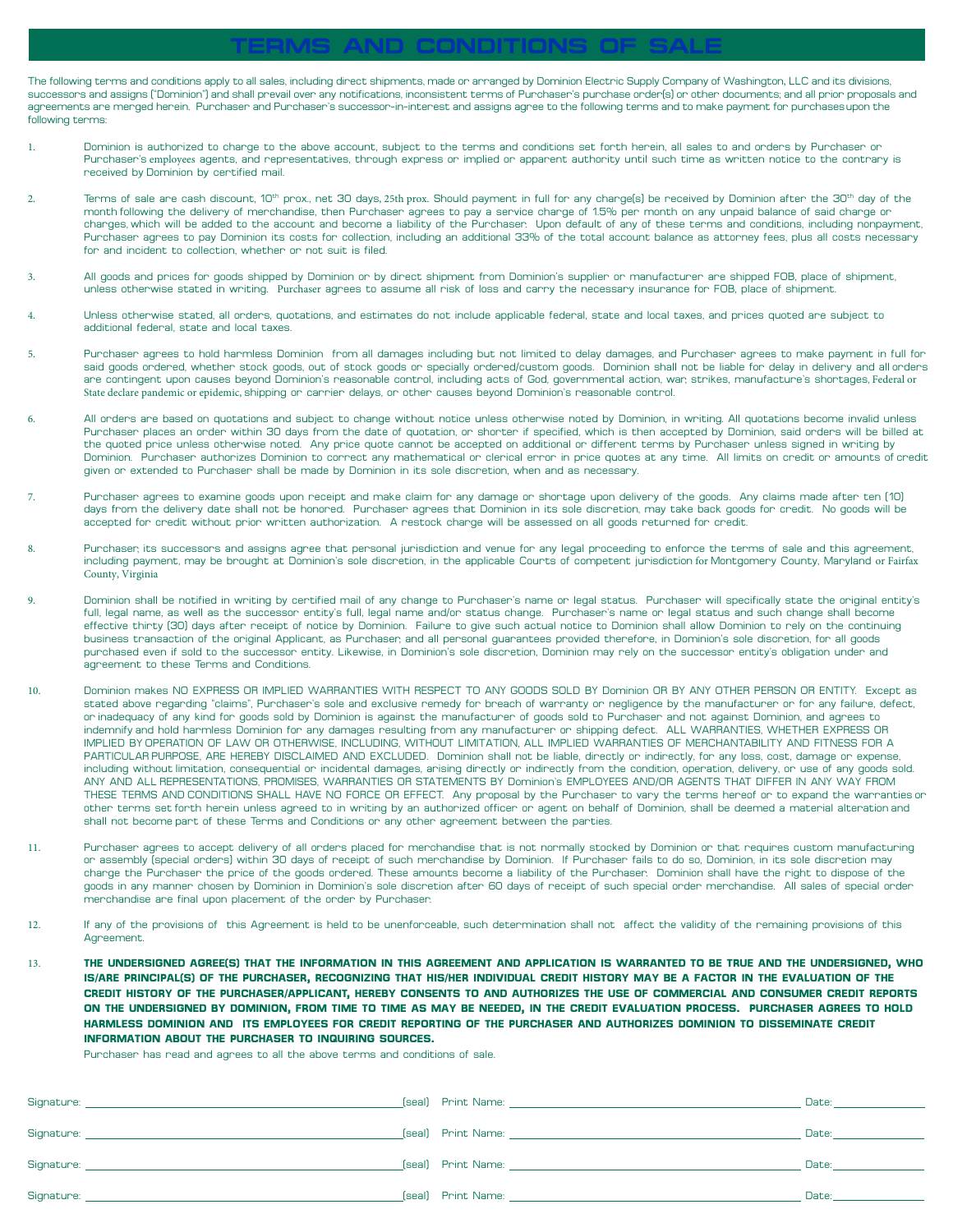# TERMS AND CONDITIONS OF SALE

The following terms and conditions apply to all sales, including direct shipments, made or arranged by Dominion Electric Supply Company of Washington, LLC and its divisions, successors and assigns ("Dominion") and shall prevail over any notifications, inconsistent terms of Purchaser's purchase order(s) or other documents; and all prior proposals and agreements are merged herein. Purchaser and Purchaser's successor-in-interest and assigns agree to the following terms and to make payment for purchases upon the following terms:

1. Dominion is authorized to charge to the above account, subject to the terms and conditions set forth herein, all sales to and orders by Purchaser or Purchaser's employees agents, and representatives, through express or implied or apparent authority until such time as written notice to the contrary is received by Dominion by certified mail.

2. Terms of sale are cash discount, 10th prox., net 30 days, 25th prox. Should payment in full for any charge(s) be received by Dominion after the 30th day of the month following the delivery of merchandise, then Purchaser agrees to pay a service charge of 1.5% per month on any unpaid balance of said charge or charges, which will be added to the account and become a liability of the Purchaser. Upon default of any of these terms and conditions, including nonpayment, Purchaser agrees to pay Dominion its costs for collection, including an additional 33% of the total account balance as attorney fees, plus all costs necessary for and incident to collection, whether or not suit is filed.

3. All goods and prices for goods shipped by Dominion or by direct shipment from Dominion's supplier or manufacturer are shipped FOB, place of shipment, unless otherwise stated in writing. Purchaser agrees to assume all risk of loss and carry the necessary insurance for FOB, place of shipment.

4. Unless otherwise stated, all orders, quotations, and estimates do not include applicable federal, state and local taxes, and prices quoted are subject to additional federal, state and local taxes.

5. Purchaser agrees to hold harmless Dominion from all damages including but not limited to delay damages, and Purchaser agrees to make payment in full for said goods ordered, whether stock goods, out of stock goods or specially ordered/custom goods. Dominion shall not be liable for delay in delivery and all orders are contingent upon causes beyond Dominion's reasonable control, including acts of God, governmental action, war, strikes, manufacture's shortages, Federal or State declare pandemic or epidemic, shipping or carrier delays, or other causes beyond Dominion's reasonable control.

6. All orders are based on quotations and subject to change without notice unless otherwise noted by Dominion, in writing. All quotations become invalid unless Purchaser places an order within 30 days from the date of quotation, or shorter if specified, which is then accepted by Dominion, said orders will be billed at the quoted price unless otherwise noted. Any price quote cannot be accepted on additional or different terms by Purchaser unless signed in writing by Dominion. Purchaser authorizes Dominion to correct any mathematical or clerical error in price quotes at any time. All limits on credit or amounts of credit given or extended to Purchaser shall be made by Dominion in its sole discretion, when and as necessary.

7. Purchaser agrees to examine goods upon receipt and make claim for any damage or shortage upon delivery of the goods. Any claims made after ten (10) days from the delivery date shall not be honored. Purchaser agrees that Dominion in its sole discretion, may take back goods for credit. No goods will be accepted for credit without prior written authorization. A restock charge will be assessed on all goods returned for credit.

8. Purchaser, its successors and assigns agree that personal jurisdiction and venue for any legal proceeding to enforce the terms of sale and this agreement, including payment, may be brought at Dominion's sole discretion, in the applicable Courts of competent jurisdiction for Montgomery County, Maryland or Fairfax County, Virginia

9. Dominion shall be notified in writing by certified mail of any change to Purchaser's name or legal status. Purchaser will specifically state the original entity's full, legal name, as well as the successor entity's full, legal name and/or status change. Purchaser's name or legal status and such change shall become effective thirty (30) days after receipt of notice by Dominion. Failure to give such actual notice to Dominion shall allow Dominion to rely on the continuing business transaction of the original Applicant, as Purchaser, and all personal guarantees provided therefore, in Dominion's sole discretion, for all goods purchased even if sold to the successor entity. Likewise, in Dominion's sole discretion, Dominion may rely on the successor entity's obligation under and agreement to these Terms and Conditions.

10. Dominion makes NO EXPRESS OR IMPLIED WARRANTIES WITH RESPECT TO ANY GOODS SOLD BY Dominion OR BY ANY OTHER PERSON OR ENTITY. Except as stated above regarding "claims", Purchaser's sole and exclusive remedy for breach of warranty or negligence by the manufacturer or for any failure, defect, or inadequacy of any kind for goods sold by Dominion is against the manufacturer of goods sold to Purchaser and not against Dominion, and agrees to indemnify and hold harmless Dominion for any damages resulting from any manufacturer or shipping defect. ALL WARRANTIES, WHETHER EXPRESS OR IMPLIED BY OPERATION OF LAW OR OTHERWISE, INCLUDING, WITHOUT LIMITATION, ALL IMPLIED WARRANTIES OF MERCHANTABILITY AND FITNESS FOR A PARTICULAR PURPOSE, ARE HEREBY DISCLAIMED AND EXCLUDED. Dominion shall not be liable, directly or indirectly, for any loss, cost, damage or expense, including without limitation, consequential or incidental damages, arising directly or indirectly from the condition, operation, delivery, or use of any goods sold. ANY AND ALL REPRESENTATIONS, PROMISES, WARRANTIES OR STATEMENTS BY Dominion's EMPLOYEES AND/OR AGENTS THAT DIFFER IN ANY WAY FROM THESE TERMS AND CONDITIONS SHALL HAVE NO FORCE OR EFFECT. Any proposal by the Purchaser to vary the terms hereof or to expand the warranties or other terms set forth herein unless agreed to in writing by an authorized officer or agent on behalf of Dominion, shall be deemed a material alteration and shall not become part of these Terms and Conditions or any other agreement between the parties.

11. Purchaser agrees to accept delivery of all orders placed for merchandise that is not normally stocked by Dominion or that requires custom manufacturing or assembly (special orders) within 30 days of receipt of such merchandise by Dominion. If Purchaser fails to do so, Dominion, in its sole discretion may charge the Purchaser the price of the goods ordered. These amounts become a liability of the Purchaser. Dominion shall have the right to dispose of the goods in any manner chosen by Dominion in Dominion's sole discretion after 60 days of receipt of such special order merchandise. All sales of special order merchandise are final upon placement of the order by Purchaser.

12. If any of the provisions of this Agreement is held to be unenforceable, such determination shall not affect the validity of the remaining provisions of this Agreement.

13. **THE UNDERSIGNED AGREE(S) THAT THE INFORMATION IN THIS AGREEMENT AND APPLICATION IS WARRANTED TO BE TRUE AND THE UNDERSIGNED, WHO IS/ARE PRINCIPAL(S) OF THE PURCHASER, RECOGNIZING THAT HIS/HER INDIVIDUAL CREDIT HISTORY MAY BE A FACTOR IN THE EVALUATION OF THE CREDIT HISTORY OF THE PURCHASER/APPLICANT, HEREBY CONSENTS TO AND AUTHORIZES THE USE OF COMMERCIAL AND CONSUMER CREDIT REPORTS ON THE UNDERSIGNED BY DOMINION, FROM TIME TO TIME AS MAY BE NEEDED, IN THE CREDIT EVALUATION PROCESS. PURCHASER AGREES TO HOLD HARMLESS DOMINION AND ITS EMPLOYEES FOR CREDIT REPORTING OF THE PURCHASER AND AUTHORIZES DOMINION TO DISSEMINATE CREDIT INFORMATION ABOUT THE PURCHASER TO INQUIRING SOURCES.**

    Purchaser has read and agrees to all the above terms and conditions of sale.

Signature: ______________________________ (seal) Print Name: ______________________________ Date: ____________

Signature: ______________________________ (seal) Print Name: ______________________________ Date: ____________

Signature: ______________________________ (seal) Print Name: ______________________________ Date: ____________

Signature: ______________________________ (seal) Print Name: ______________________________ Date: ____________